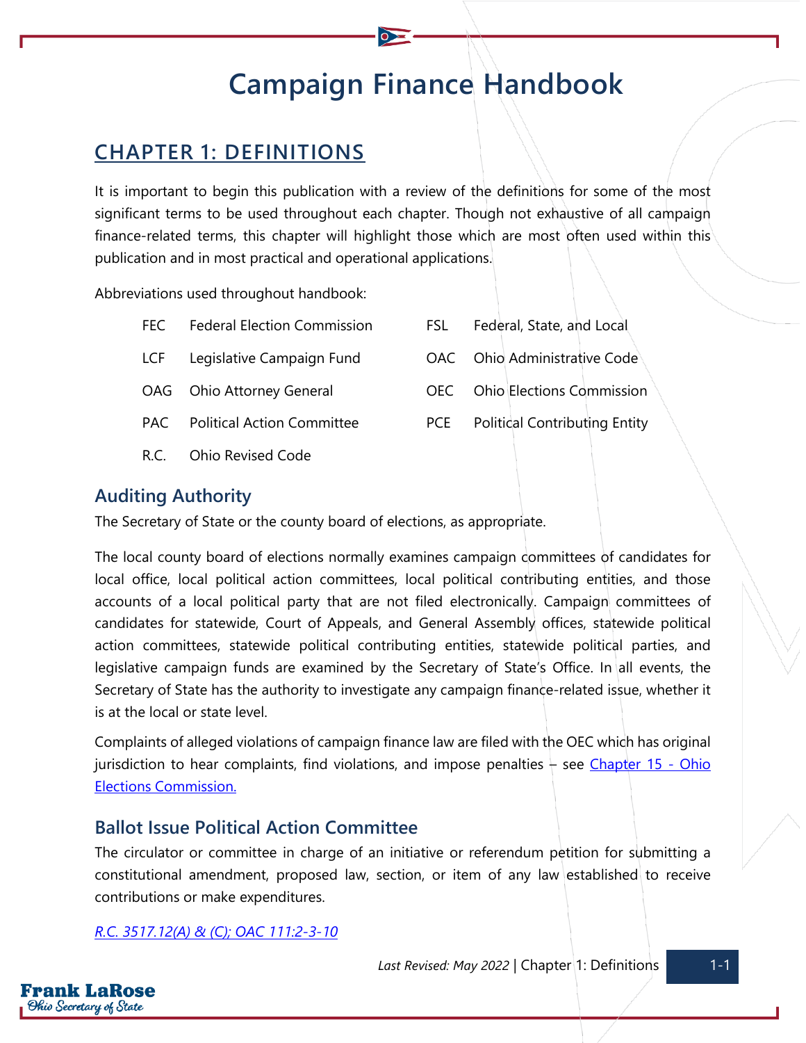# Campaign Finance Handbook

## CHAPTER 1: DEFINITIONS

It is important to begin this publication with a review of the definitions for some of the most significant terms to be used throughout each chapter. Though not exhaustive of all campaign finance-related terms, this chapter will highlight those which are most often used within this publication and in most practical and operational applications.

Abbreviations used throughout handbook:

| | | | |
|---|---|---|---|
| FEC | Federal Election Commission | FSL | Federal, State, and Local |
| LCF | Legislative Campaign Fund | OAC | Ohio Administrative Code |
| OAG | Ohio Attorney General | OEC | Ohio Elections Commission |
| PAC | Political Action Committee | PCE | Political Contributing Entity |
| R.C. | Ohio Revised Code | | |

### Auditing Authority

The Secretary of State or the county board of elections, as appropriate.

The local county board of elections normally examines campaign committees of candidates for local office, local political action committees, local political contributing entities, and those accounts of a local political party that are not filed electronically. Campaign committees of candidates for statewide, Court of Appeals, and General Assembly offices, statewide political action committees, statewide political contributing entities, statewide political parties, and legislative campaign funds are examined by the Secretary of State's Office. In all events, the Secretary of State has the authority to investigate any campaign finance-related issue, whether it is at the local or state level.

Complaints of alleged violations of campaign finance law are filed with the OEC which has original jurisdiction to hear complaints, find violations, and impose penalties – see Chapter 15 - Ohio Elections Commission.

### Ballot Issue Political Action Committee

The circulator or committee in charge of an initiative or referendum petition for submitting a constitutional amendment, proposed law, section, or item of any law established to receive contributions or make expenditures.

*R.C. 3517.12(A) & (C); OAC 111:2-3-10*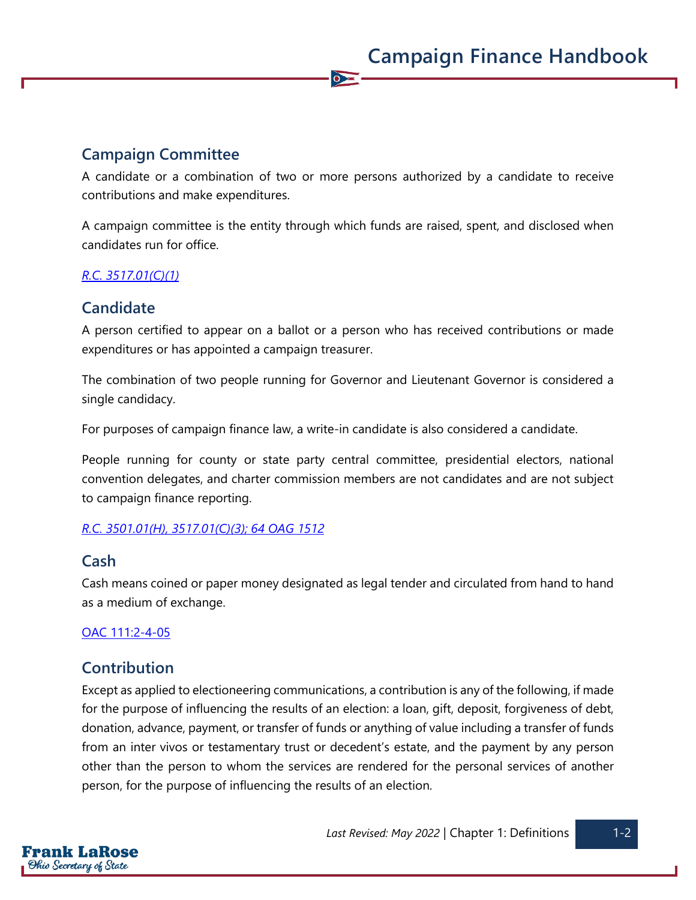## Campaign Committee

A candidate or a combination of two or more persons authorized by a candidate to receive contributions and make expenditures.

A campaign committee is the entity through which funds are raised, spent, and disclosed when candidates run for office.

*R.C. 3517.01(C)(1)*

## Candidate

A person certified to appear on a ballot or a person who has received contributions or made expenditures or has appointed a campaign treasurer.

The combination of two people running for Governor and Lieutenant Governor is considered a single candidacy.

For purposes of campaign finance law, a write-in candidate is also considered a candidate.

People running for county or state party central committee, presidential electors, national convention delegates, and charter commission members are not candidates and are not subject to campaign finance reporting.

*R.C. 3501.01(H), 3517.01(C)(3); 64 OAG 1512*

## Cash

Cash means coined or paper money designated as legal tender and circulated from hand to hand as a medium of exchange.

OAC 111:2-4-05

## Contribution

Except as applied to electioneering communications, a contribution is any of the following, if made for the purpose of influencing the results of an election: a loan, gift, deposit, forgiveness of debt, donation, advance, payment, or transfer of funds or anything of value including a transfer of funds from an inter vivos or testamentary trust or decedent's estate, and the payment by any person other than the person to whom the services are rendered for the personal services of another person, for the purpose of influencing the results of an election.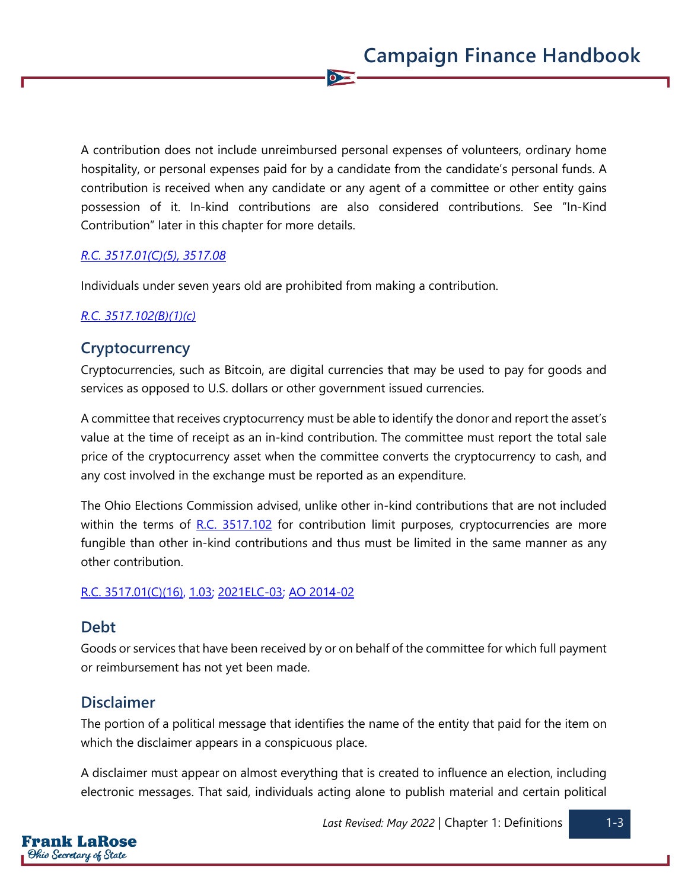A contribution does not include unreimbursed personal expenses of volunteers, ordinary home hospitality, or personal expenses paid for by a candidate from the candidate's personal funds. A contribution is received when any candidate or any agent of a committee or other entity gains possession of it. In-kind contributions are also considered contributions. See "In-Kind Contribution" later in this chapter for more details.

*R.C. 3517.01(C)(5), 3517.08*

Individuals under seven years old are prohibited from making a contribution.

*R.C. 3517.102(B)(1)(c)*

## Cryptocurrency

Cryptocurrencies, such as Bitcoin, are digital currencies that may be used to pay for goods and services as opposed to U.S. dollars or other government issued currencies.

A committee that receives cryptocurrency must be able to identify the donor and report the asset's value at the time of receipt as an in-kind contribution. The committee must report the total sale price of the cryptocurrency asset when the committee converts the cryptocurrency to cash, and any cost involved in the exchange must be reported as an expenditure.

The Ohio Elections Commission advised, unlike other in-kind contributions that are not included within the terms of R.C. 3517.102 for contribution limit purposes, cryptocurrencies are more fungible than other in-kind contributions and thus must be limited in the same manner as any other contribution.

R.C. 3517.01(C)(16), 1.03; 2021ELC-03; AO 2014-02

## Debt

Goods or services that have been received by or on behalf of the committee for which full payment or reimbursement has not yet been made.

## Disclaimer

The portion of a political message that identifies the name of the entity that paid for the item on which the disclaimer appears in a conspicuous place.

A disclaimer must appear on almost everything that is created to influence an election, including electronic messages. That said, individuals acting alone to publish material and certain political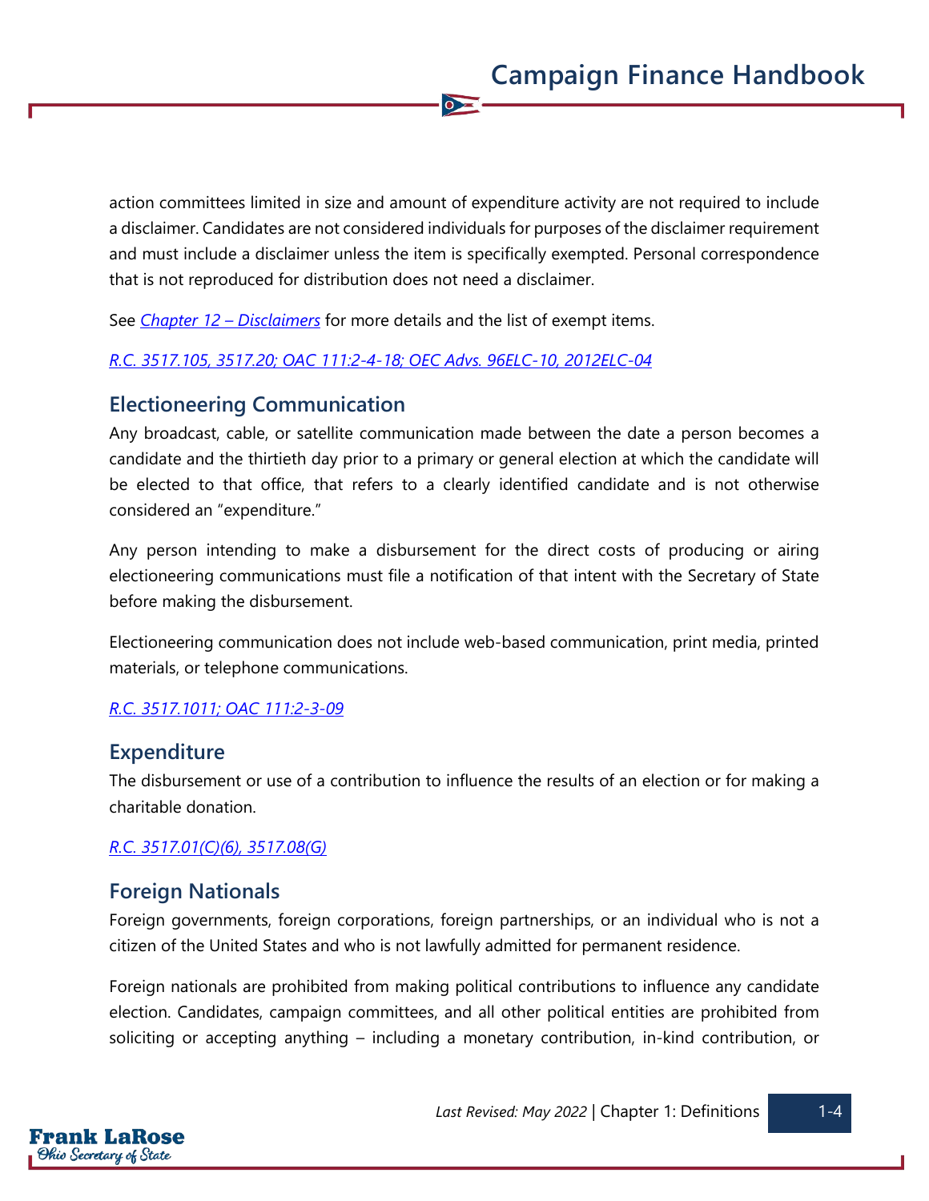action committees limited in size and amount of expenditure activity are not required to include a disclaimer. Candidates are not considered individuals for purposes of the disclaimer requirement and must include a disclaimer unless the item is specifically exempted. Personal correspondence that is not reproduced for distribution does not need a disclaimer.

See *Chapter 12 – Disclaimers* for more details and the list of exempt items.

*R.C. 3517.105, 3517.20; OAC 111:2-4-18; OEC Advs. 96ELC-10, 2012ELC-04*

## Electioneering Communication

Any broadcast, cable, or satellite communication made between the date a person becomes a candidate and the thirtieth day prior to a primary or general election at which the candidate will be elected to that office, that refers to a clearly identified candidate and is not otherwise considered an "expenditure."

Any person intending to make a disbursement for the direct costs of producing or airing electioneering communications must file a notification of that intent with the Secretary of State before making the disbursement.

Electioneering communication does not include web-based communication, print media, printed materials, or telephone communications.

*R.C. 3517.1011; OAC 111:2-3-09*

## Expenditure

The disbursement or use of a contribution to influence the results of an election or for making a charitable donation.

*R.C. 3517.01(C)(6), 3517.08(G)*

## Foreign Nationals

Foreign governments, foreign corporations, foreign partnerships, or an individual who is not a citizen of the United States and who is not lawfully admitted for permanent residence.

Foreign nationals are prohibited from making political contributions to influence any candidate election. Candidates, campaign committees, and all other political entities are prohibited from soliciting or accepting anything – including a monetary contribution, in-kind contribution, or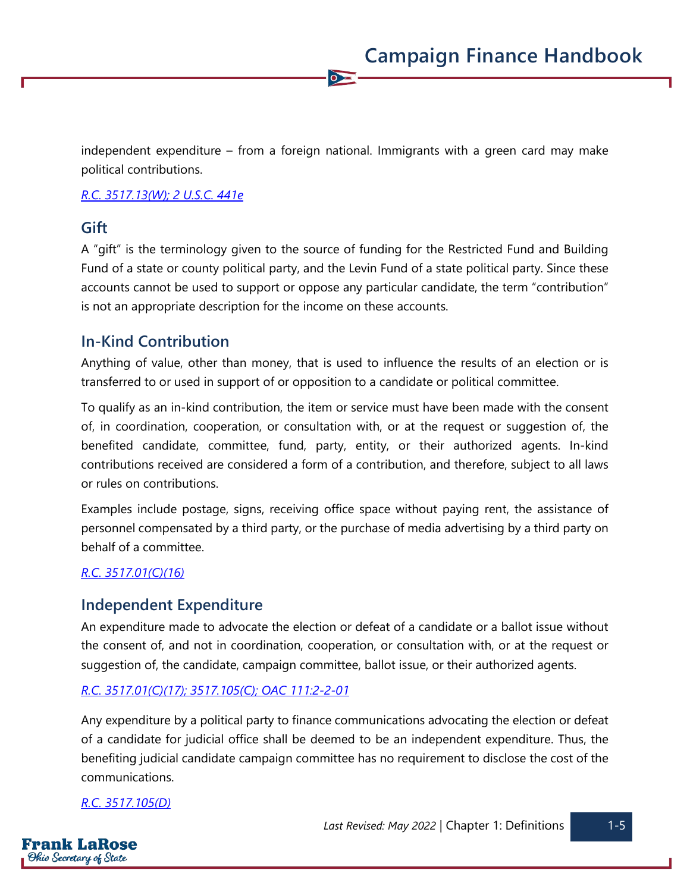independent expenditure – from a foreign national. Immigrants with a green card may make political contributions.

*R.C. 3517.13(W); 2 U.S.C. 441e*

## Gift

A "gift" is the terminology given to the source of funding for the Restricted Fund and Building Fund of a state or county political party, and the Levin Fund of a state political party. Since these accounts cannot be used to support or oppose any particular candidate, the term "contribution" is not an appropriate description for the income on these accounts.

## In-Kind Contribution

Anything of value, other than money, that is used to influence the results of an election or is transferred to or used in support of or opposition to a candidate or political committee.

To qualify as an in-kind contribution, the item or service must have been made with the consent of, in coordination, cooperation, or consultation with, or at the request or suggestion of, the benefited candidate, committee, fund, party, entity, or their authorized agents. In-kind contributions received are considered a form of a contribution, and therefore, subject to all laws or rules on contributions.

Examples include postage, signs, receiving office space without paying rent, the assistance of personnel compensated by a third party, or the purchase of media advertising by a third party on behalf of a committee.

*R.C. 3517.01(C)(16)*

## Independent Expenditure

An expenditure made to advocate the election or defeat of a candidate or a ballot issue without the consent of, and not in coordination, cooperation, or consultation with, or at the request or suggestion of, the candidate, campaign committee, ballot issue, or their authorized agents.

*R.C. 3517.01(C)(17); 3517.105(C); OAC 111:2-2-01*

Any expenditure by a political party to finance communications advocating the election or defeat of a candidate for judicial office shall be deemed to be an independent expenditure. Thus, the benefiting judicial candidate campaign committee has no requirement to disclose the cost of the communications.

*R.C. 3517.105(D)*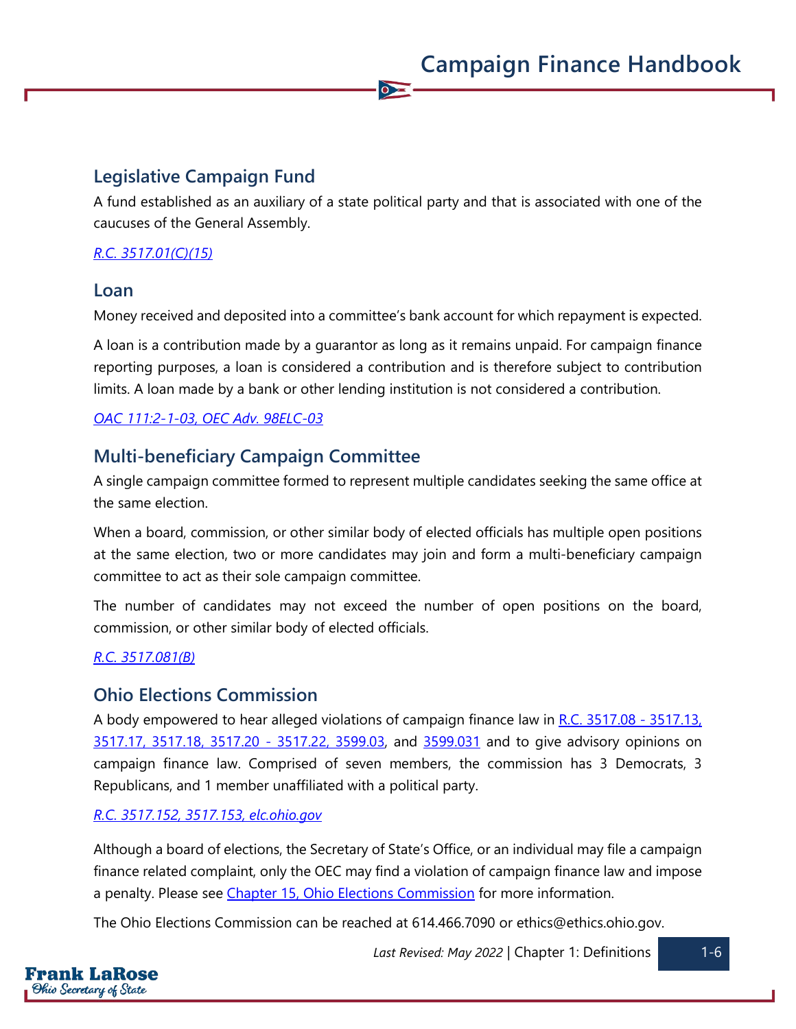## Legislative Campaign Fund

A fund established as an auxiliary of a state political party and that is associated with one of the caucuses of the General Assembly.

*[R.C. 3517.01(C)(15)]*

## Loan

Money received and deposited into a committee's bank account for which repayment is expected.

A loan is a contribution made by a guarantor as long as it remains unpaid. For campaign finance reporting purposes, a loan is considered a contribution and is therefore subject to contribution limits. A loan made by a bank or other lending institution is not considered a contribution.

*[OAC 111:2-1-03, OEC Adv. 98ELC-03]*

## Multi-beneficiary Campaign Committee

A single campaign committee formed to represent multiple candidates seeking the same office at the same election.

When a board, commission, or other similar body of elected officials has multiple open positions at the same election, two or more candidates may join and form a multi-beneficiary campaign committee to act as their sole campaign committee.

The number of candidates may not exceed the number of open positions on the board, commission, or other similar body of elected officials.

*[R.C. 3517.081(B)]*

## Ohio Elections Commission

A body empowered to hear alleged violations of campaign finance law in R.C. 3517.08 - 3517.13, 3517.17, 3517.18, 3517.20 - 3517.22, 3599.03, and 3599.031 and to give advisory opinions on campaign finance law. Comprised of seven members, the commission has 3 Democrats, 3 Republicans, and 1 member unaffiliated with a political party.

*[R.C. 3517.152, 3517.153, elc.ohio.gov]*

Although a board of elections, the Secretary of State's Office, or an individual may file a campaign finance related complaint, only the OEC may find a violation of campaign finance law and impose a penalty. Please see Chapter 15, Ohio Elections Commission for more information.

The Ohio Elections Commission can be reached at 614.466.7090 or ethics@ethics.ohio.gov.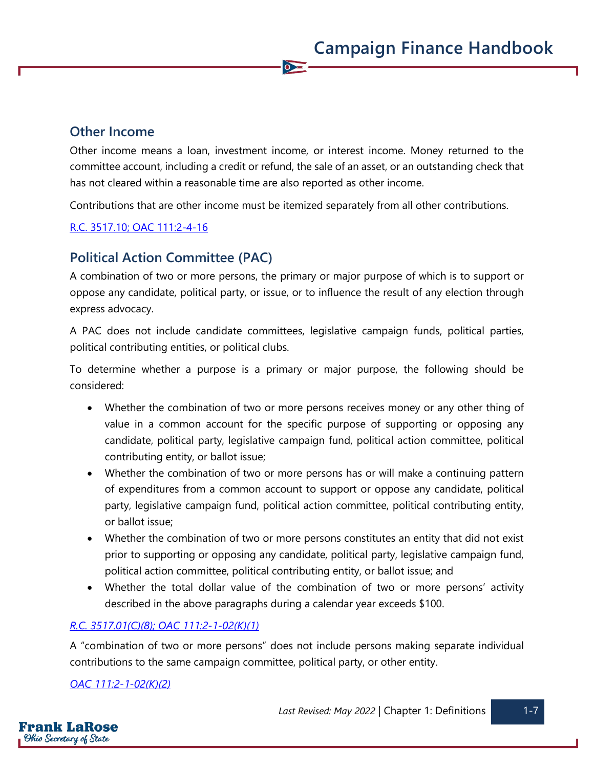## Other Income

Other income means a loan, investment income, or interest income. Money returned to the committee account, including a credit or refund, the sale of an asset, or an outstanding check that has not cleared within a reasonable time are also reported as other income.

Contributions that are other income must be itemized separately from all other contributions.

[R.C. 3517.10; OAC 111:2-4-16]()

## Political Action Committee (PAC)

A combination of two or more persons, the primary or major purpose of which is to support or oppose any candidate, political party, or issue, or to influence the result of any election through express advocacy.

A PAC does not include candidate committees, legislative campaign funds, political parties, political contributing entities, or political clubs.

To determine whether a purpose is a primary or major purpose, the following should be considered:

- Whether the combination of two or more persons receives money or any other thing of value in a common account for the specific purpose of supporting or opposing any candidate, political party, legislative campaign fund, political action committee, political contributing entity, or ballot issue;
- Whether the combination of two or more persons has or will make a continuing pattern of expenditures from a common account to support or oppose any candidate, political party, legislative campaign fund, political action committee, political contributing entity, or ballot issue;
- Whether the combination of two or more persons constitutes an entity that did not exist prior to supporting or opposing any candidate, political party, legislative campaign fund, political action committee, political contributing entity, or ballot issue; and
- Whether the total dollar value of the combination of two or more persons' activity described in the above paragraphs during a calendar year exceeds $100.

*[R.C. 3517.01(C)(8); OAC 111:2-1-02(K)(1)]()*

A "combination of two or more persons" does not include persons making separate individual contributions to the same campaign committee, political party, or other entity.

*[OAC 111:2-1-02(K)(2)]()*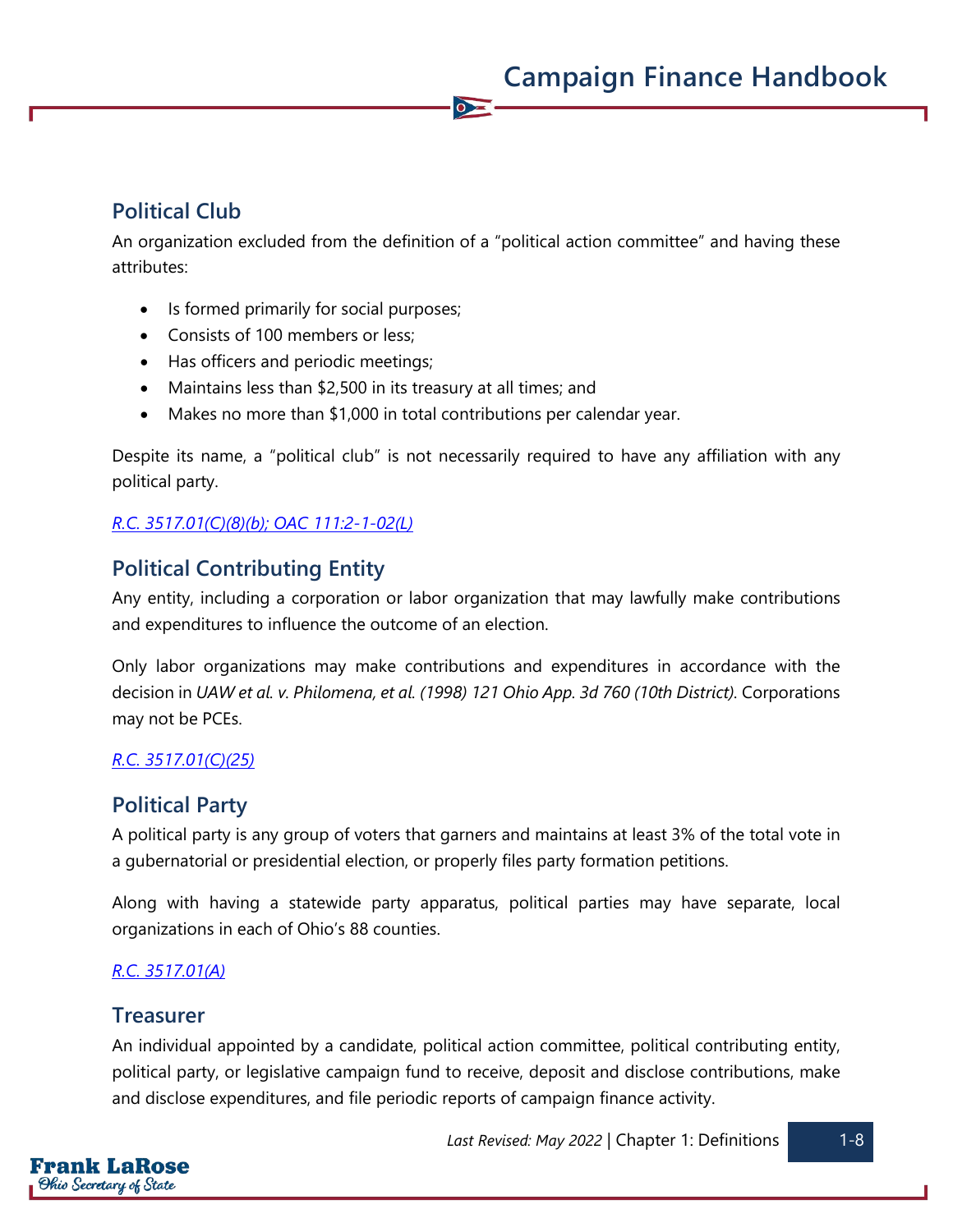## Political Club

An organization excluded from the definition of a "political action committee" and having these attributes:

- Is formed primarily for social purposes;
- Consists of 100 members or less;
- Has officers and periodic meetings;
- Maintains less than $2,500 in its treasury at all times; and
- Makes no more than $1,000 in total contributions per calendar year.

Despite its name, a "political club" is not necessarily required to have any affiliation with any political party.

*R.C. 3517.01(C)(8)(b); OAC 111:2-1-02(L)*

## Political Contributing Entity

Any entity, including a corporation or labor organization that may lawfully make contributions and expenditures to influence the outcome of an election.

Only labor organizations may make contributions and expenditures in accordance with the decision in *UAW et al. v. Philomena, et al. (1998) 121 Ohio App. 3d 760 (10th District)*. Corporations may not be PCEs.

*R.C. 3517.01(C)(25)*

## Political Party

A political party is any group of voters that garners and maintains at least 3% of the total vote in a gubernatorial or presidential election, or properly files party formation petitions.

Along with having a statewide party apparatus, political parties may have separate, local organizations in each of Ohio's 88 counties.

*R.C. 3517.01(A)*

## Treasurer

An individual appointed by a candidate, political action committee, political contributing entity, political party, or legislative campaign fund to receive, deposit and disclose contributions, make and disclose expenditures, and file periodic reports of campaign finance activity.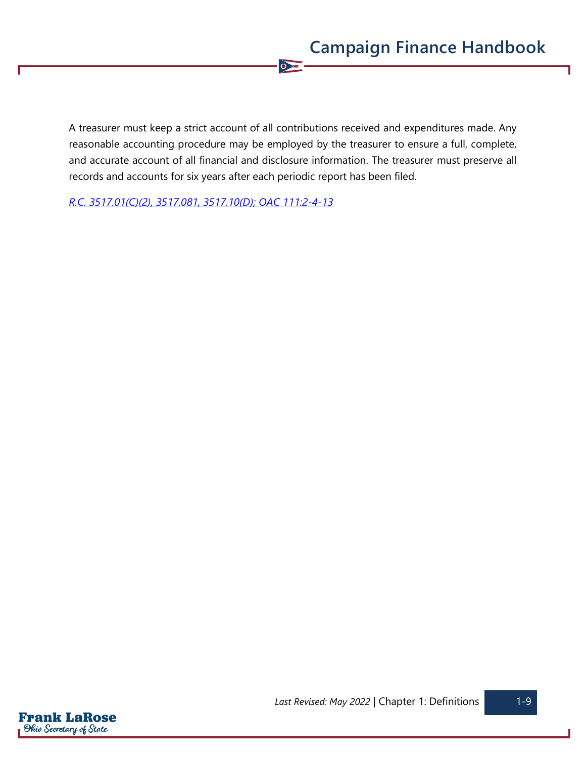A treasurer must keep a strict account of all contributions received and expenditures made. Any reasonable accounting procedure may be employed by the treasurer to ensure a full, complete, and accurate account of all financial and disclosure information. The treasurer must preserve all records and accounts for six years after each periodic report has been filed.

*R.C. 3517.01(C)(2), 3517.081, 3517.10(D); OAC 111:2-4-13*